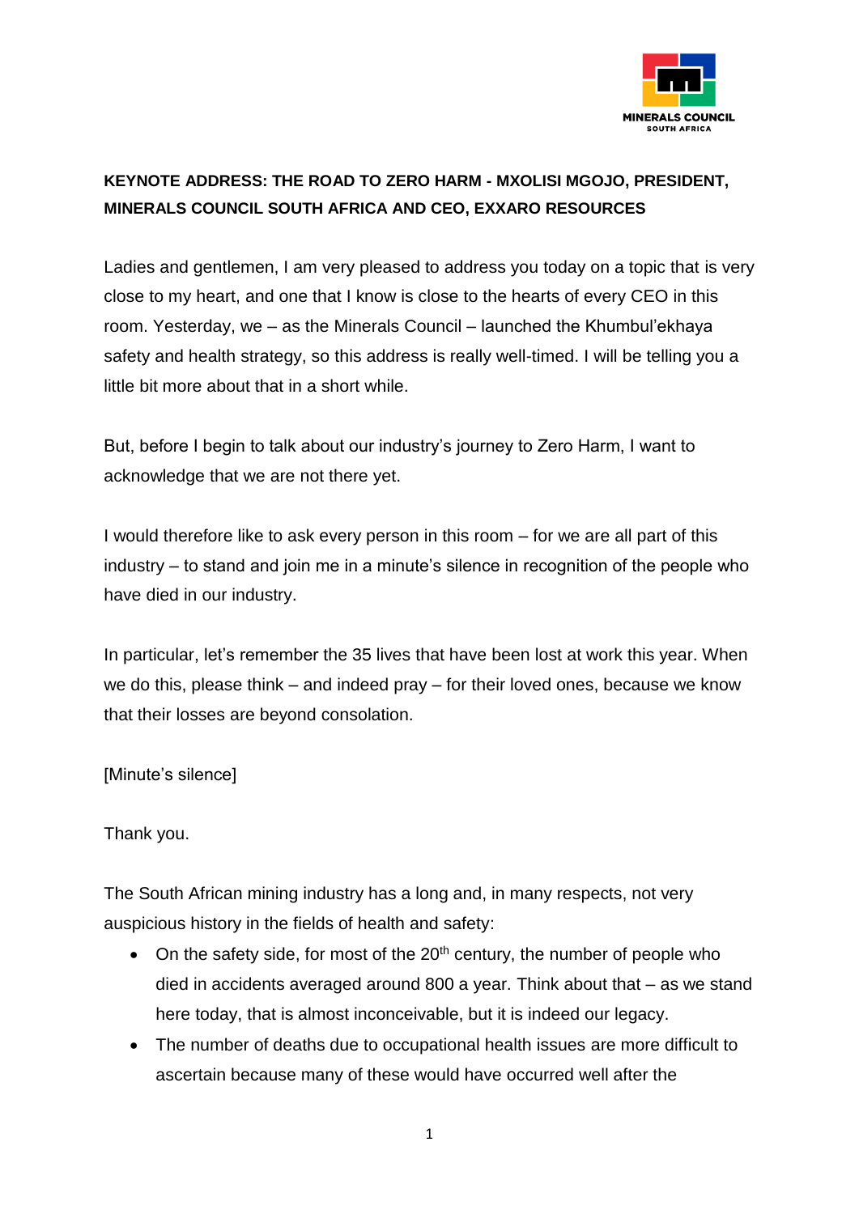**KEYNOTE ADDRESS: THE ROAD TO ZERO HARM - MXOLISI MGOJO, PRESIDENT, MINERALS COUNCIL SOUTH AFRICA AND CEO, EXXARO RESOURCES**

Ladies and gentlemen, I am very pleased to address you today on a topic that is very close to my heart, and one that I know is close to the hearts of every CEO in this room. Yesterday, we – as the Minerals Council – launched the Khumbul'ekhaya safety and health strategy, so this address is really well-timed. I will be telling you a little bit more about that in a short while.

But, before I begin to talk about our industry's journey to Zero Harm, I want to acknowledge that we are not there yet.

I would therefore like to ask every person in this room – for we are all part of this industry – to stand and join me in a minute's silence in recognition of the people who have died in our industry.

In particular, let's remember the 35 lives that have been lost at work this year. When we do this, please think – and indeed pray – for their loved ones, because we know that their losses are beyond consolation.

[Minute's silence]

Thank you.

The South African mining industry has a long and, in many respects, not very auspicious history in the fields of health and safety:

- On the safety side, for most of the 20th century, the number of people who died in accidents averaged around 800 a year. Think about that – as we stand here today, that is almost inconceivable, but it is indeed our legacy.
- The number of deaths due to occupational health issues are more difficult to ascertain because many of these would have occurred well after the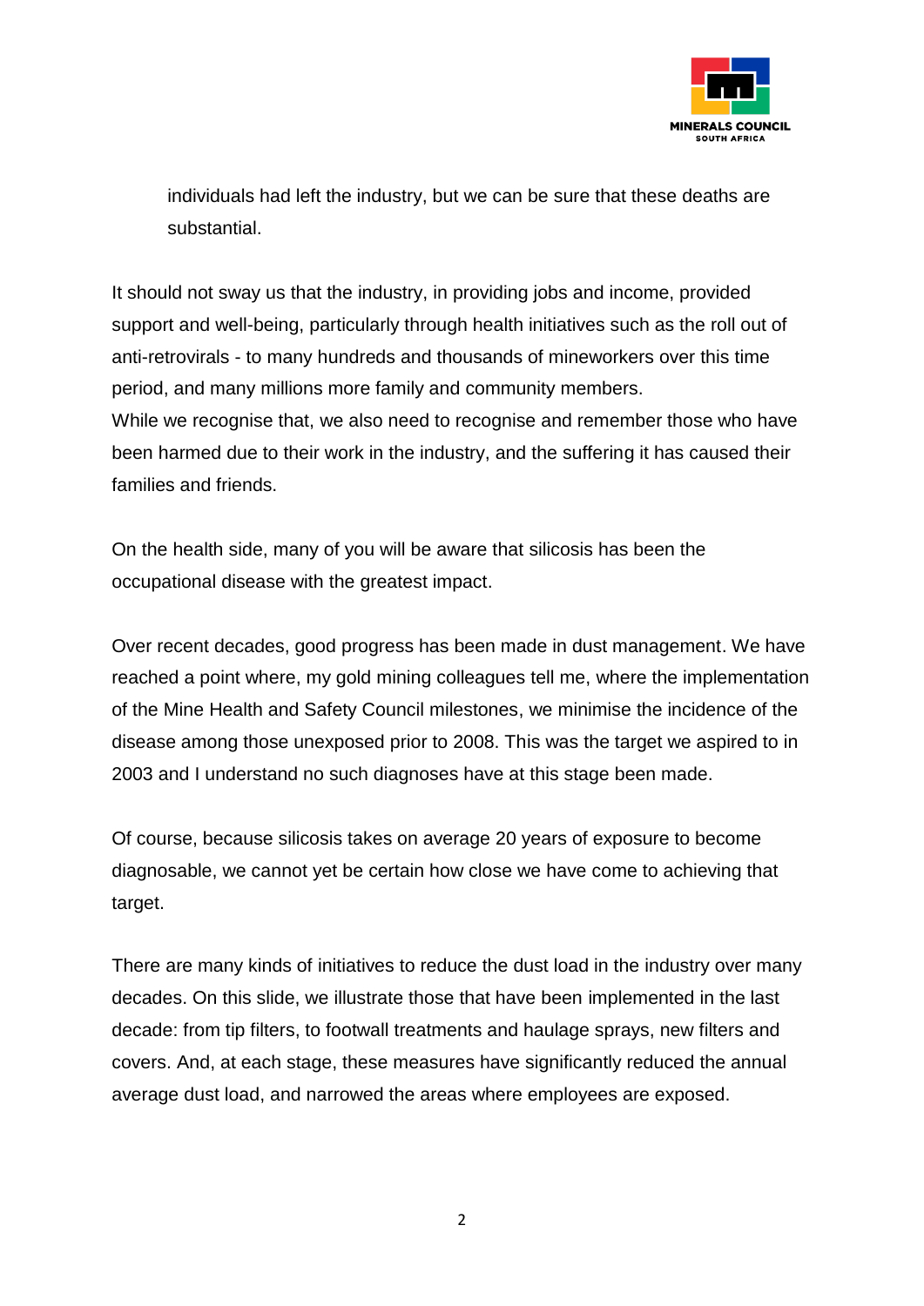individuals had left the industry, but we can be sure that these deaths are substantial.

It should not sway us that the industry, in providing jobs and income, provided support and well-being, particularly through health initiatives such as the roll out of anti-retrovirals - to many hundreds and thousands of mineworkers over this time period, and many millions more family and community members.
While we recognise that, we also need to recognise and remember those who have been harmed due to their work in the industry, and the suffering it has caused their families and friends.

On the health side, many of you will be aware that silicosis has been the occupational disease with the greatest impact.

Over recent decades, good progress has been made in dust management. We have reached a point where, my gold mining colleagues tell me, where the implementation of the Mine Health and Safety Council milestones, we minimise the incidence of the disease among those unexposed prior to 2008. This was the target we aspired to in 2003 and I understand no such diagnoses have at this stage been made.

Of course, because silicosis takes on average 20 years of exposure to become diagnosable, we cannot yet be certain how close we have come to achieving that target.

There are many kinds of initiatives to reduce the dust load in the industry over many decades. On this slide, we illustrate those that have been implemented in the last decade: from tip filters, to footwall treatments and haulage sprays, new filters and covers. And, at each stage, these measures have significantly reduced the annual average dust load, and narrowed the areas where employees are exposed.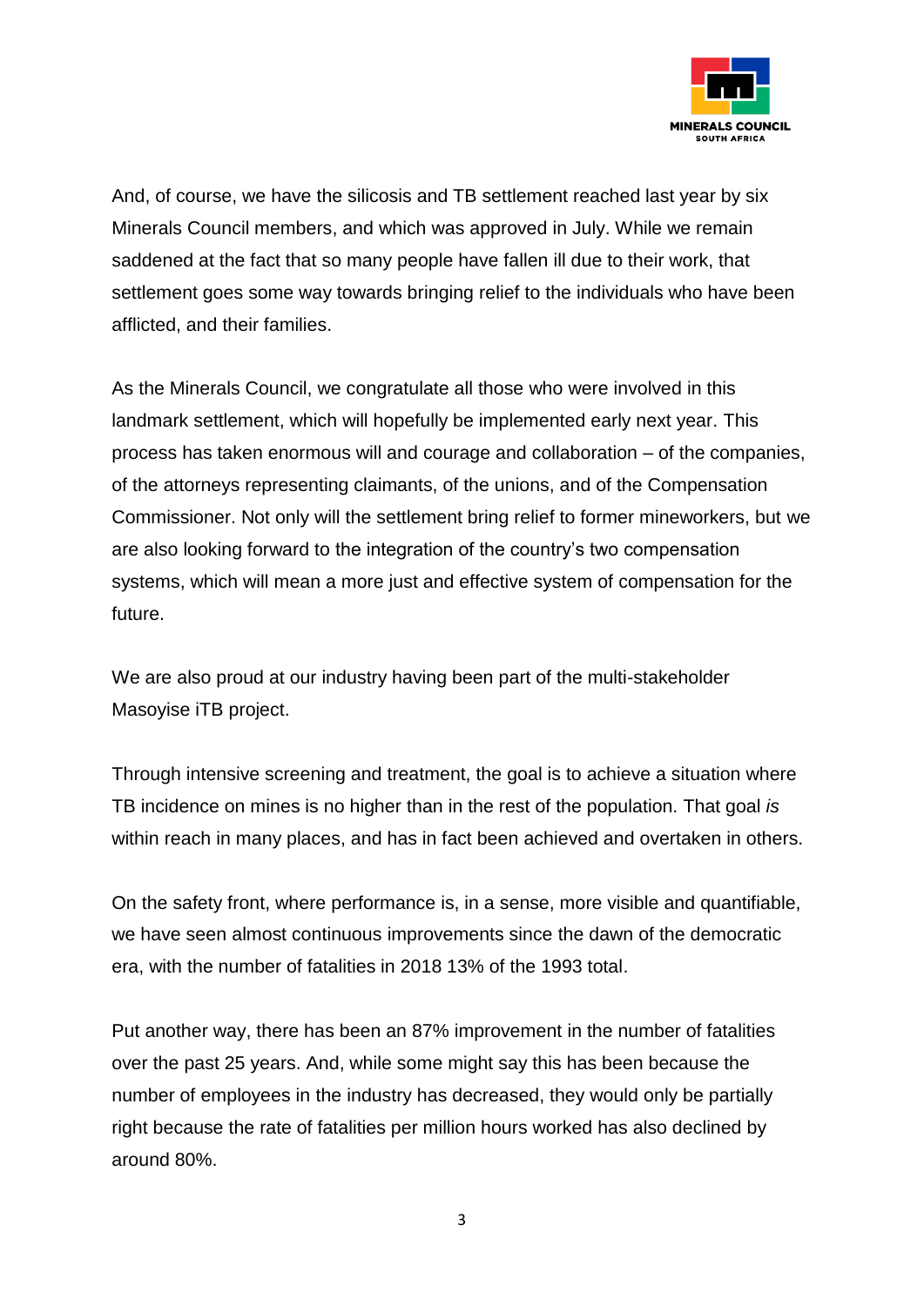And, of course, we have the silicosis and TB settlement reached last year by six Minerals Council members, and which was approved in July. While we remain saddened at the fact that so many people have fallen ill due to their work, that settlement goes some way towards bringing relief to the individuals who have been afflicted, and their families.

As the Minerals Council, we congratulate all those who were involved in this landmark settlement, which will hopefully be implemented early next year. This process has taken enormous will and courage and collaboration – of the companies, of the attorneys representing claimants, of the unions, and of the Compensation Commissioner. Not only will the settlement bring relief to former mineworkers, but we are also looking forward to the integration of the country's two compensation systems, which will mean a more just and effective system of compensation for the future.

We are also proud at our industry having been part of the multi-stakeholder Masoyise iTB project.

Through intensive screening and treatment, the goal is to achieve a situation where TB incidence on mines is no higher than in the rest of the population. That goal *is* within reach in many places, and has in fact been achieved and overtaken in others.

On the safety front, where performance is, in a sense, more visible and quantifiable, we have seen almost continuous improvements since the dawn of the democratic era, with the number of fatalities in 2018 13% of the 1993 total.

Put another way, there has been an 87% improvement in the number of fatalities over the past 25 years. And, while some might say this has been because the number of employees in the industry has decreased, they would only be partially right because the rate of fatalities per million hours worked has also declined by around 80%.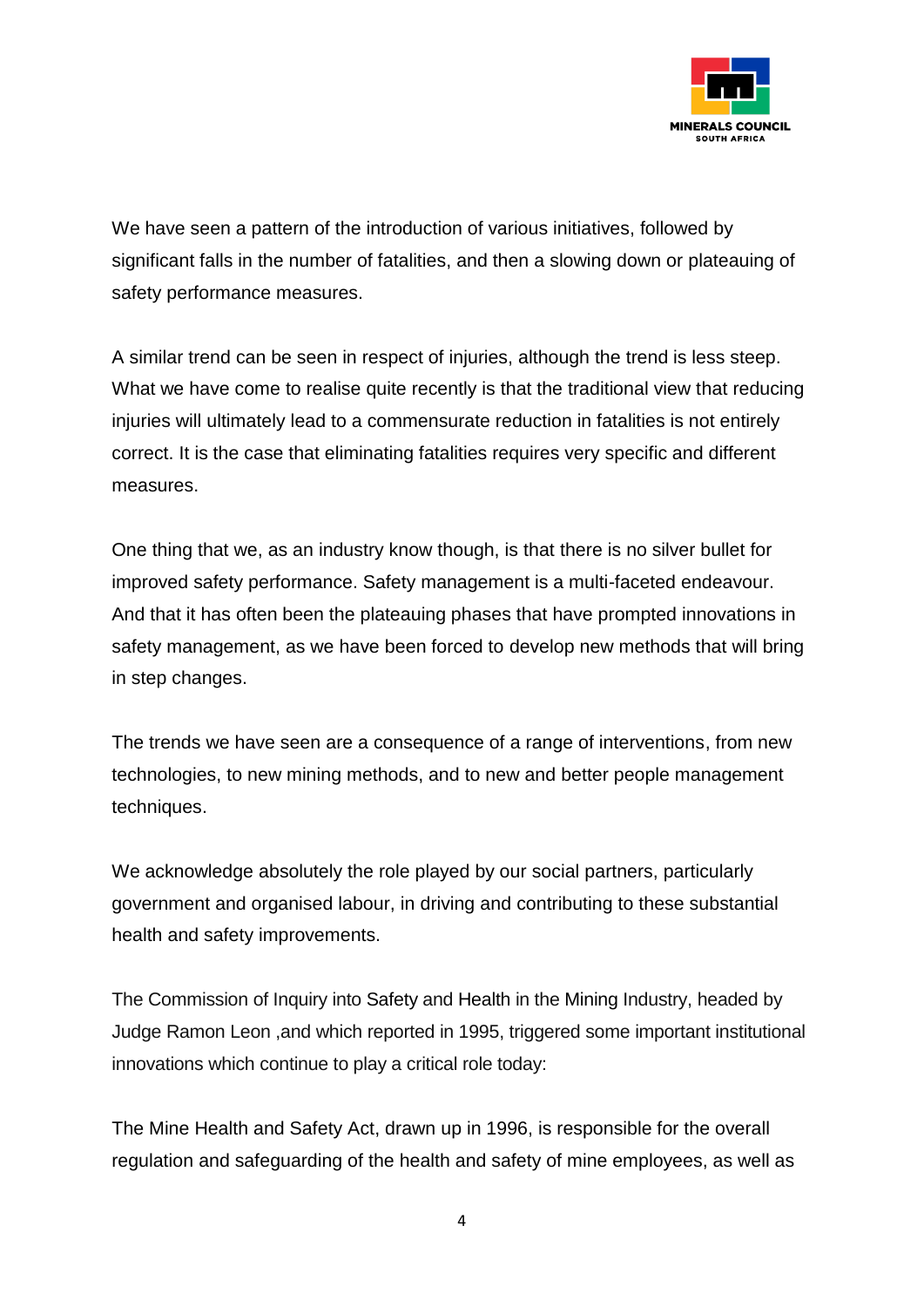We have seen a pattern of the introduction of various initiatives, followed by significant falls in the number of fatalities, and then a slowing down or plateauing of safety performance measures.

A similar trend can be seen in respect of injuries, although the trend is less steep. What we have come to realise quite recently is that the traditional view that reducing injuries will ultimately lead to a commensurate reduction in fatalities is not entirely correct. It is the case that eliminating fatalities requires very specific and different measures.

One thing that we, as an industry know though, is that there is no silver bullet for improved safety performance. Safety management is a multi-faceted endeavour. And that it has often been the plateauing phases that have prompted innovations in safety management, as we have been forced to develop new methods that will bring in step changes.

The trends we have seen are a consequence of a range of interventions, from new technologies, to new mining methods, and to new and better people management techniques.

We acknowledge absolutely the role played by our social partners, particularly government and organised labour, in driving and contributing to these substantial health and safety improvements.

The Commission of Inquiry into Safety and Health in the Mining Industry, headed by Judge Ramon Leon ,and which reported in 1995, triggered some important institutional innovations which continue to play a critical role today:

The Mine Health and Safety Act, drawn up in 1996, is responsible for the overall regulation and safeguarding of the health and safety of mine employees, as well as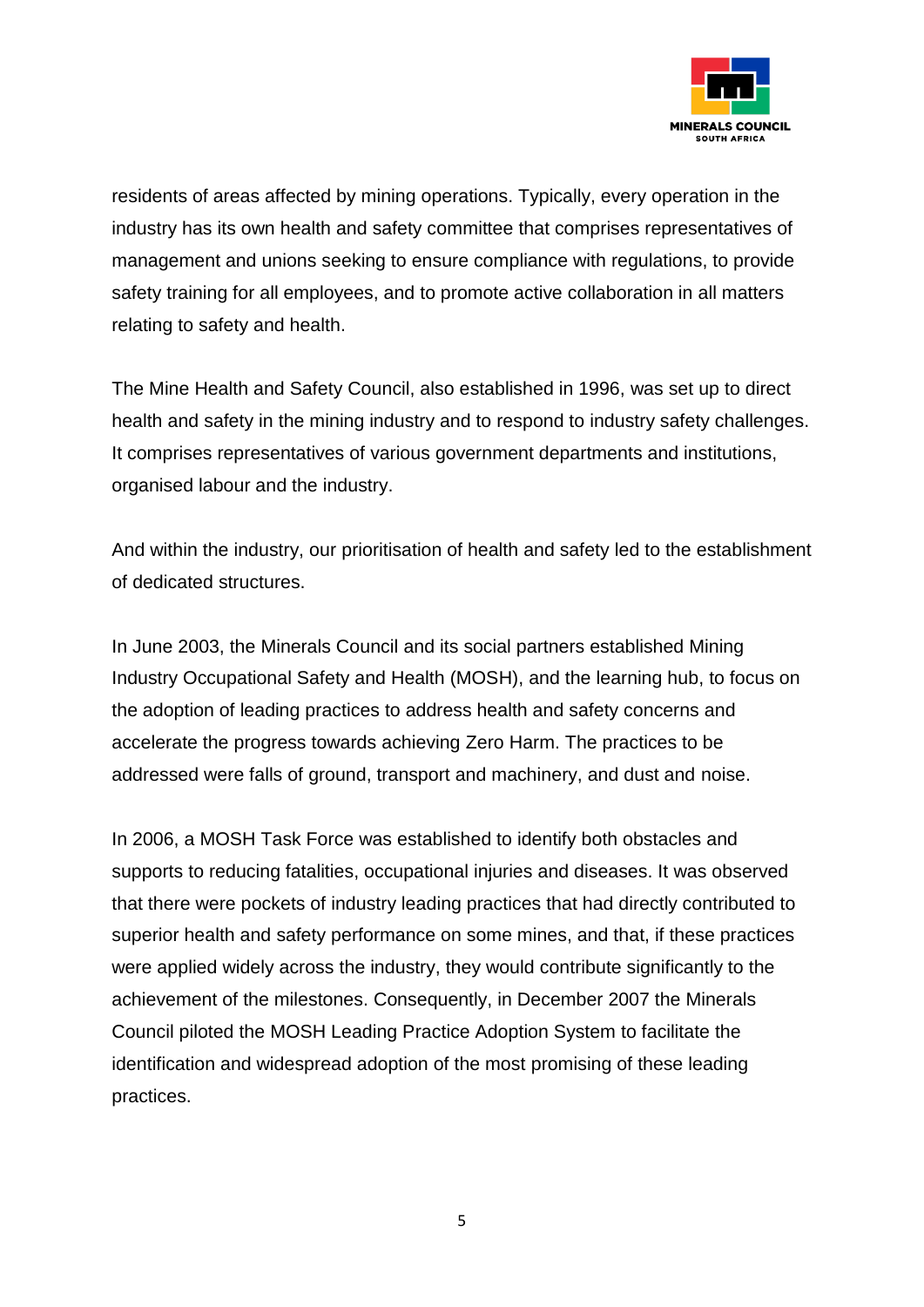residents of areas affected by mining operations. Typically, every operation in the industry has its own health and safety committee that comprises representatives of management and unions seeking to ensure compliance with regulations, to provide safety training for all employees, and to promote active collaboration in all matters relating to safety and health.

The Mine Health and Safety Council, also established in 1996, was set up to direct health and safety in the mining industry and to respond to industry safety challenges. It comprises representatives of various government departments and institutions, organised labour and the industry.

And within the industry, our prioritisation of health and safety led to the establishment of dedicated structures.

In June 2003, the Minerals Council and its social partners established Mining Industry Occupational Safety and Health (MOSH), and the learning hub, to focus on the adoption of leading practices to address health and safety concerns and accelerate the progress towards achieving Zero Harm. The practices to be addressed were falls of ground, transport and machinery, and dust and noise.

In 2006, a MOSH Task Force was established to identify both obstacles and supports to reducing fatalities, occupational injuries and diseases. It was observed that there were pockets of industry leading practices that had directly contributed to superior health and safety performance on some mines, and that, if these practices were applied widely across the industry, they would contribute significantly to the achievement of the milestones. Consequently, in December 2007 the Minerals Council piloted the MOSH Leading Practice Adoption System to facilitate the identification and widespread adoption of the most promising of these leading practices.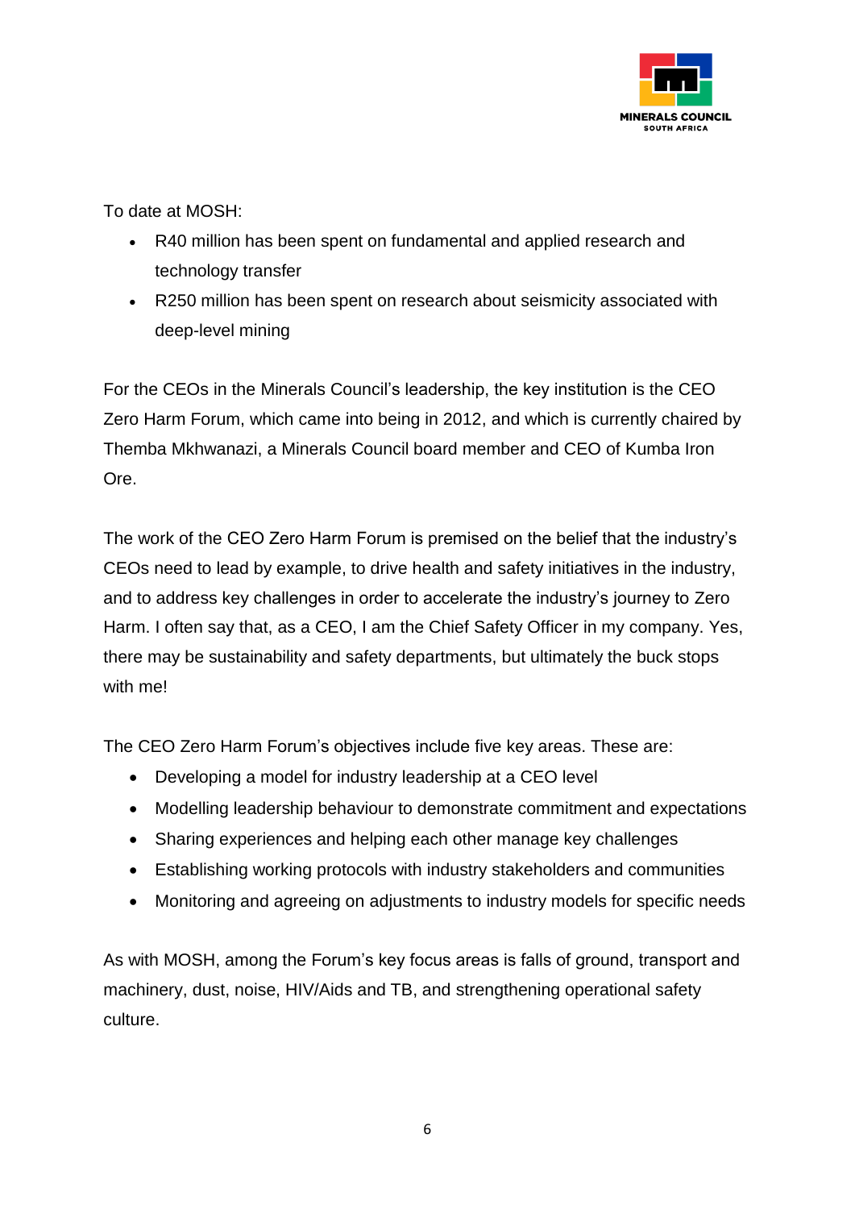To date at MOSH:

- R40 million has been spent on fundamental and applied research and technology transfer
- R250 million has been spent on research about seismicity associated with deep-level mining

For the CEOs in the Minerals Council's leadership, the key institution is the CEO Zero Harm Forum, which came into being in 2012, and which is currently chaired by Themba Mkhwanazi, a Minerals Council board member and CEO of Kumba Iron Ore.

The work of the CEO Zero Harm Forum is premised on the belief that the industry's CEOs need to lead by example, to drive health and safety initiatives in the industry, and to address key challenges in order to accelerate the industry's journey to Zero Harm. I often say that, as a CEO, I am the Chief Safety Officer in my company. Yes, there may be sustainability and safety departments, but ultimately the buck stops with me!

The CEO Zero Harm Forum's objectives include five key areas. These are:

- Developing a model for industry leadership at a CEO level
- Modelling leadership behaviour to demonstrate commitment and expectations
- Sharing experiences and helping each other manage key challenges
- Establishing working protocols with industry stakeholders and communities
- Monitoring and agreeing on adjustments to industry models for specific needs

As with MOSH, among the Forum's key focus areas is falls of ground, transport and machinery, dust, noise, HIV/Aids and TB, and strengthening operational safety culture.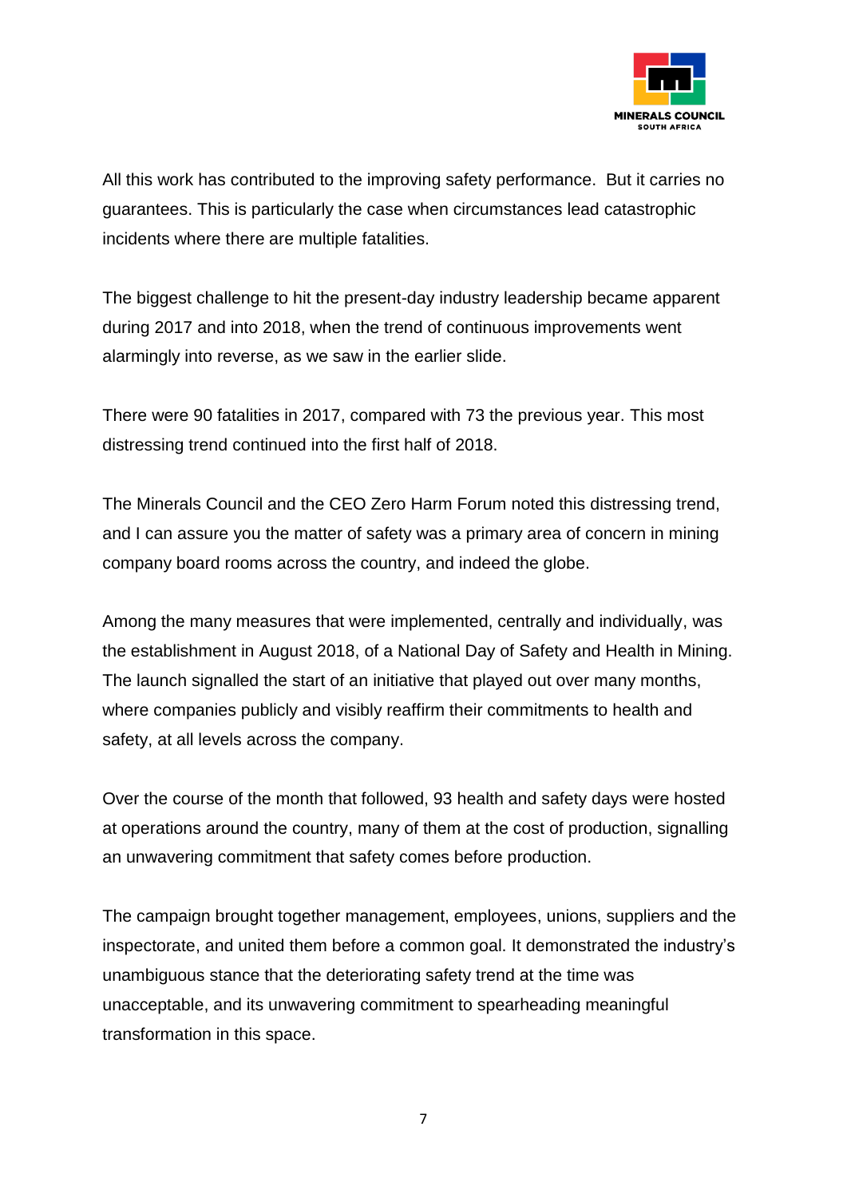All this work has contributed to the improving safety performance. But it carries no guarantees. This is particularly the case when circumstances lead catastrophic incidents where there are multiple fatalities.

The biggest challenge to hit the present-day industry leadership became apparent during 2017 and into 2018, when the trend of continuous improvements went alarmingly into reverse, as we saw in the earlier slide.

There were 90 fatalities in 2017, compared with 73 the previous year. This most distressing trend continued into the first half of 2018.

The Minerals Council and the CEO Zero Harm Forum noted this distressing trend, and I can assure you the matter of safety was a primary area of concern in mining company board rooms across the country, and indeed the globe.

Among the many measures that were implemented, centrally and individually, was the establishment in August 2018, of a National Day of Safety and Health in Mining. The launch signalled the start of an initiative that played out over many months, where companies publicly and visibly reaffirm their commitments to health and safety, at all levels across the company.

Over the course of the month that followed, 93 health and safety days were hosted at operations around the country, many of them at the cost of production, signalling an unwavering commitment that safety comes before production.

The campaign brought together management, employees, unions, suppliers and the inspectorate, and united them before a common goal. It demonstrated the industry's unambiguous stance that the deteriorating safety trend at the time was unacceptable, and its unwavering commitment to spearheading meaningful transformation in this space.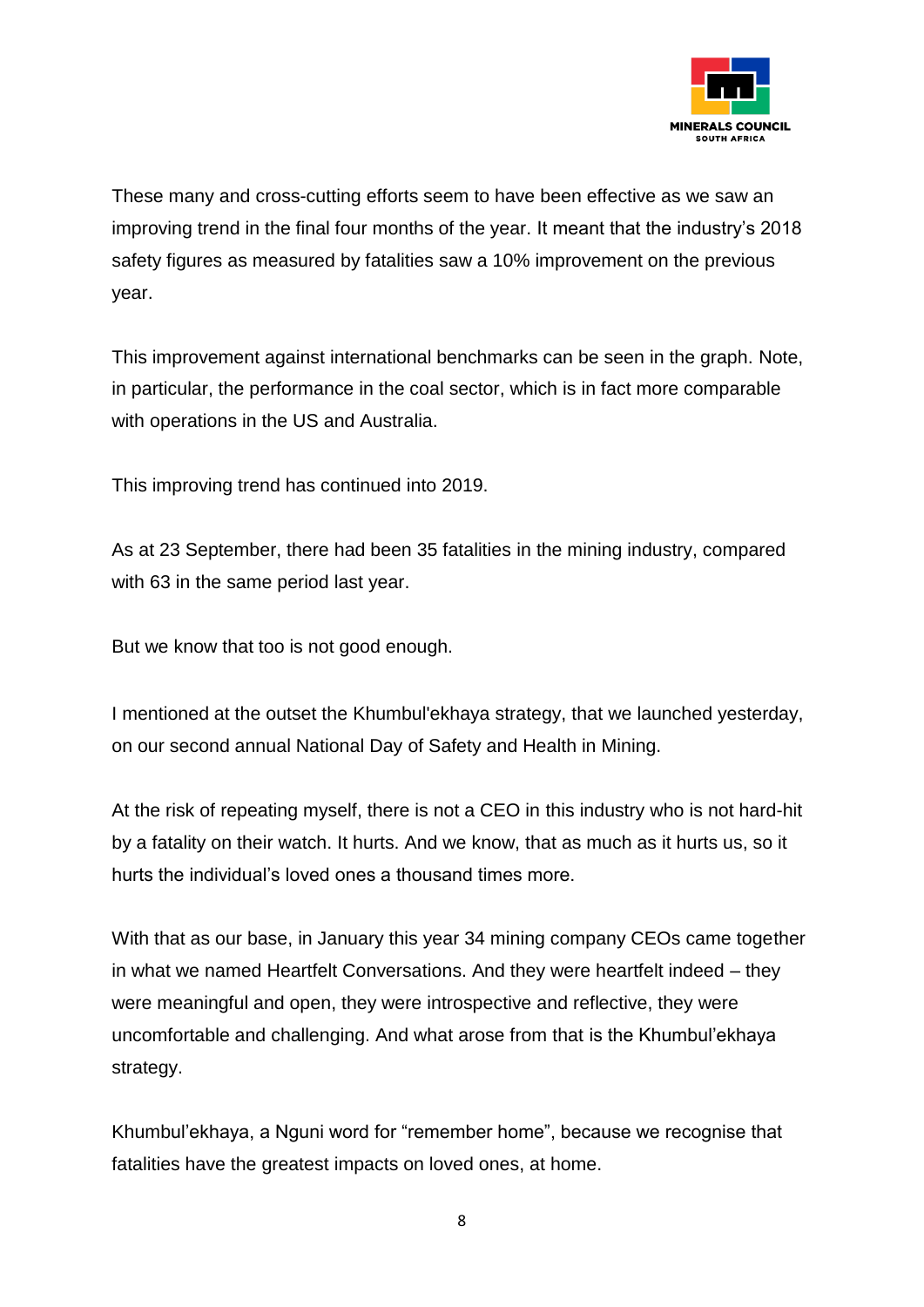These many and cross-cutting efforts seem to have been effective as we saw an improving trend in the final four months of the year. It meant that the industry's 2018 safety figures as measured by fatalities saw a 10% improvement on the previous year.

This improvement against international benchmarks can be seen in the graph. Note, in particular, the performance in the coal sector, which is in fact more comparable with operations in the US and Australia.

This improving trend has continued into 2019.

As at 23 September, there had been 35 fatalities in the mining industry, compared with 63 in the same period last year.

But we know that too is not good enough.

I mentioned at the outset the Khumbul'ekhaya strategy, that we launched yesterday, on our second annual National Day of Safety and Health in Mining.

At the risk of repeating myself, there is not a CEO in this industry who is not hard-hit by a fatality on their watch. It hurts. And we know, that as much as it hurts us, so it hurts the individual's loved ones a thousand times more.

With that as our base, in January this year 34 mining company CEOs came together in what we named Heartfelt Conversations. And they were heartfelt indeed – they were meaningful and open, they were introspective and reflective, they were uncomfortable and challenging. And what arose from that is the Khumbul'ekhaya strategy.

Khumbul'ekhaya, a Nguni word for "remember home", because we recognise that fatalities have the greatest impacts on loved ones, at home.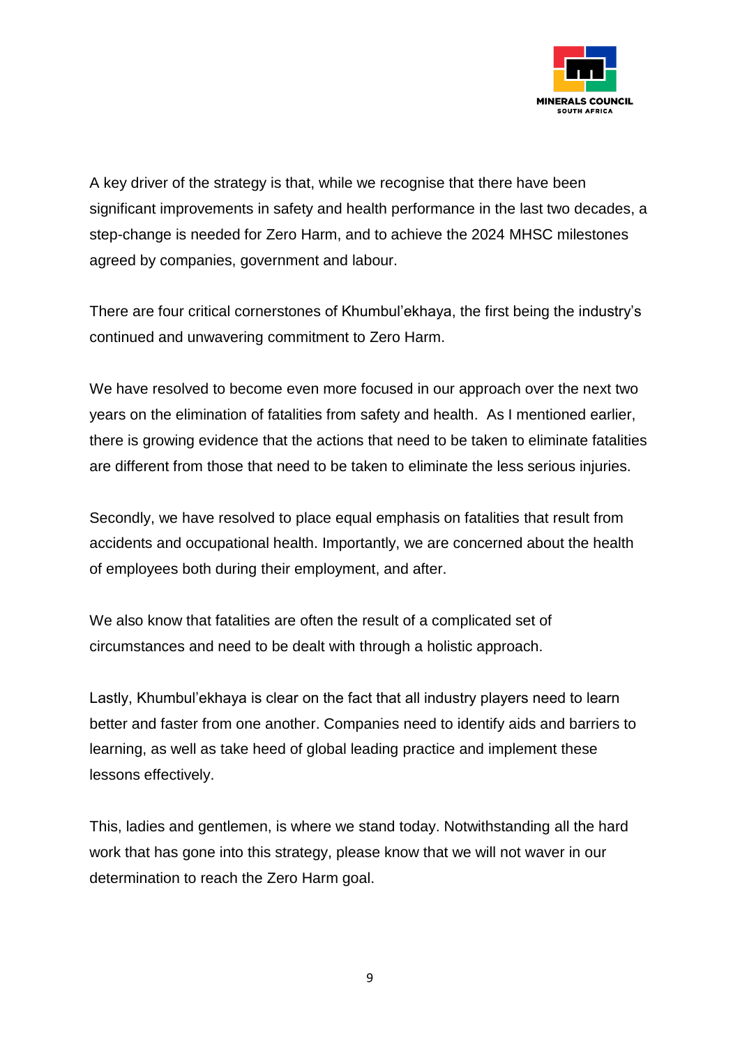A key driver of the strategy is that, while we recognise that there have been significant improvements in safety and health performance in the last two decades, a step-change is needed for Zero Harm, and to achieve the 2024 MHSC milestones agreed by companies, government and labour.

There are four critical cornerstones of Khumbul'ekhaya, the first being the industry's continued and unwavering commitment to Zero Harm.

We have resolved to become even more focused in our approach over the next two years on the elimination of fatalities from safety and health. As I mentioned earlier, there is growing evidence that the actions that need to be taken to eliminate fatalities are different from those that need to be taken to eliminate the less serious injuries.

Secondly, we have resolved to place equal emphasis on fatalities that result from accidents and occupational health. Importantly, we are concerned about the health of employees both during their employment, and after.

We also know that fatalities are often the result of a complicated set of circumstances and need to be dealt with through a holistic approach.

Lastly, Khumbul'ekhaya is clear on the fact that all industry players need to learn better and faster from one another. Companies need to identify aids and barriers to learning, as well as take heed of global leading practice and implement these lessons effectively.

This, ladies and gentlemen, is where we stand today. Notwithstanding all the hard work that has gone into this strategy, please know that we will not waver in our determination to reach the Zero Harm goal.